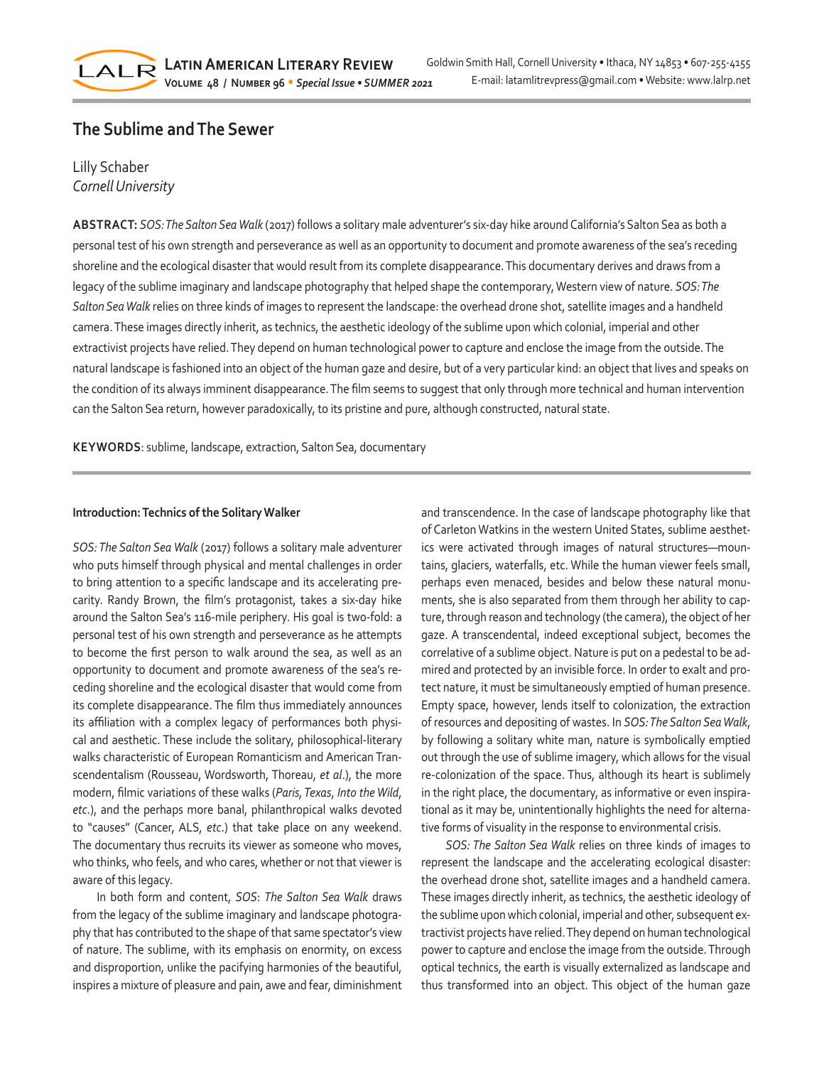# The Sublime and The Sewer

Lilly Schaber
*Cornell University*

**ABSTRACT:** *SOS: The Salton Sea Walk* (2017) follows a solitary male adventurer's six-day hike around California's Salton Sea as both a personal test of his own strength and perseverance as well as an opportunity to document and promote awareness of the sea's receding shoreline and the ecological disaster that would result from its complete disappearance. This documentary derives and draws from a legacy of the sublime imaginary and landscape photography that helped shape the contemporary, Western view of nature. *SOS: The Salton Sea Walk* relies on three kinds of images to represent the landscape: the overhead drone shot, satellite images and a handheld camera. These images directly inherit, as technics, the aesthetic ideology of the sublime upon which colonial, imperial and other extractivist projects have relied. They depend on human technological power to capture and enclose the image from the outside. The natural landscape is fashioned into an object of the human gaze and desire, but of a very particular kind: an object that lives and speaks on the condition of its always imminent disappearance. The film seems to suggest that only through more technical and human intervention can the Salton Sea return, however paradoxically, to its pristine and pure, although constructed, natural state.

**KEYWORDS**: sublime, landscape, extraction, Salton Sea, documentary

### Introduction: Technics of the Solitary Walker

*SOS: The Salton Sea Walk* (2017) follows a solitary male adventurer who puts himself through physical and mental challenges in order to bring attention to a specific landscape and its accelerating precarity. Randy Brown, the film's protagonist, takes a six-day hike around the Salton Sea's 116-mile periphery. His goal is two-fold: a personal test of his own strength and perseverance as he attempts to become the first person to walk around the sea, as well as an opportunity to document and promote awareness of the sea's receding shoreline and the ecological disaster that would come from its complete disappearance. The film thus immediately announces its affiliation with a complex legacy of performances both physical and aesthetic. These include the solitary, philosophical-literary walks characteristic of European Romanticism and American Transcendentalism (Rousseau, Wordsworth, Thoreau, *et al*.), the more modern, filmic variations of these walks (*Paris, Texas*, *Into the Wild*, *etc*.), and the perhaps more banal, philanthropical walks devoted to "causes" (Cancer, ALS, *etc*.) that take place on any weekend. The documentary thus recruits its viewer as someone who moves, who thinks, who feels, and who cares, whether or not that viewer is aware of this legacy.

In both form and content, *SOS*: *The Salton Sea Walk* draws from the legacy of the sublime imaginary and landscape photography that has contributed to the shape of that same spectator's view of nature. The sublime, with its emphasis on enormity, on excess and disproportion, unlike the pacifying harmonies of the beautiful, inspires a mixture of pleasure and pain, awe and fear, diminishment and transcendence. In the case of landscape photography like that of Carleton Watkins in the western United States, sublime aesthetics were activated through images of natural structures—mountains, glaciers, waterfalls, etc. While the human viewer feels small, perhaps even menaced, besides and below these natural monuments, she is also separated from them through her ability to capture, through reason and technology (the camera), the object of her gaze. A transcendental, indeed exceptional subject, becomes the correlative of a sublime object. Nature is put on a pedestal to be admired and protected by an invisible force. In order to exalt and protect nature, it must be simultaneously emptied of human presence. Empty space, however, lends itself to colonization, the extraction of resources and depositing of wastes. In *SOS: The Salton Sea Walk*, by following a solitary white man, nature is symbolically emptied out through the use of sublime imagery, which allows for the visual re-colonization of the space. Thus, although its heart is sublimely in the right place, the documentary, as informative or even inspirational as it may be, unintentionally highlights the need for alternative forms of visuality in the response to environmental crisis.

*SOS: The Salton Sea Walk* relies on three kinds of images to represent the landscape and the accelerating ecological disaster: the overhead drone shot, satellite images and a handheld camera. These images directly inherit, as technics, the aesthetic ideology of the sublime upon which colonial, imperial and other, subsequent extractivist projects have relied. They depend on human technological power to capture and enclose the image from the outside. Through optical technics, the earth is visually externalized as landscape and thus transformed into an object. This object of the human gaze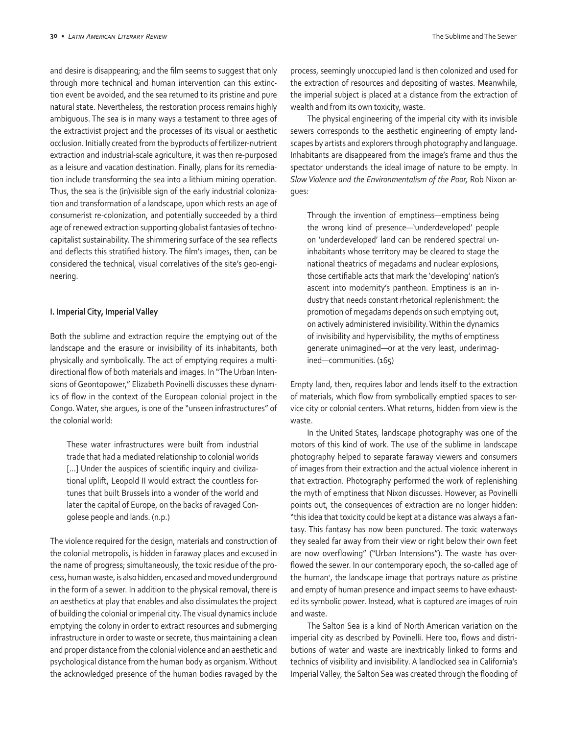and desire is disappearing; and the film seems to suggest that only through more technical and human intervention can this extinction event be avoided, and the sea returned to its pristine and pure natural state. Nevertheless, the restoration process remains highly ambiguous. The sea is in many ways a testament to three ages of the extractivist project and the processes of its visual or aesthetic occlusion. Initially created from the byproducts of fertilizer-nutrient extraction and industrial-scale agriculture, it was then re-purposed as a leisure and vacation destination. Finally, plans for its remediation include transforming the sea into a lithium mining operation. Thus, the sea is the (in)visible sign of the early industrial colonization and transformation of a landscape, upon which rests an age of consumerist re-colonization, and potentially succeeded by a third age of renewed extraction supporting globalist fantasies of techno-capitalist sustainability. The shimmering surface of the sea reflects and deflects this stratified history. The film's images, then, can be considered the technical, visual correlatives of the site's geo-engineering.

## I. Imperial City, Imperial Valley

Both the sublime and extraction require the emptying out of the landscape and the erasure or invisibility of its inhabitants, both physically and symbolically. The act of emptying requires a multi-directional flow of both materials and images. In "The Urban Intensions of Geontopower," Elizabeth Povinelli discusses these dynamics of flow in the context of the European colonial project in the Congo. Water, she argues, is one of the "unseen infrastructures" of the colonial world:

> These water infrastructures were built from industrial trade that had a mediated relationship to colonial worlds [...] Under the auspices of scientific inquiry and civilizational uplift, Leopold II would extract the countless fortunes that built Brussels into a wonder of the world and later the capital of Europe, on the backs of ravaged Congolese people and lands. (n.p.)

The violence required for the design, materials and construction of the colonial metropolis, is hidden in faraway places and excused in the name of progress; simultaneously, the toxic residue of the process, human waste, is also hidden, encased and moved underground in the form of a sewer. In addition to the physical removal, there is an aesthetics at play that enables and also dissimulates the project of building the colonial or imperial city. The visual dynamics include emptying the colony in order to extract resources and submerging infrastructure in order to waste or secrete, thus maintaining a clean and proper distance from the colonial violence and an aesthetic and psychological distance from the human body as organism. Without the acknowledged presence of the human bodies ravaged by the process, seemingly unoccupied land is then colonized and used for the extraction of resources and depositing of wastes. Meanwhile, the imperial subject is placed at a distance from the extraction of wealth and from its own toxicity, waste.

The physical engineering of the imperial city with its invisible sewers corresponds to the aesthetic engineering of empty landscapes by artists and explorers through photography and language. Inhabitants are disappeared from the image's frame and thus the spectator understands the ideal image of nature to be empty. In *Slow Violence and the Environmentalism of the Poor,* Rob Nixon argues:

> Through the invention of emptiness—emptiness being the wrong kind of presence—'underdeveloped' people on 'underdeveloped' land can be rendered spectral uninhabitants whose territory may be cleared to stage the national theatrics of megadams and nuclear explosions, those certifiable acts that mark the 'developing' nation's ascent into modernity's pantheon. Emptiness is an industry that needs constant rhetorical replenishment: the promotion of megadams depends on such emptying out, on actively administered invisibility. Within the dynamics of invisibility and hypervisibility, the myths of emptiness generate unimagined—or at the very least, underimagined—communities. (165)

Empty land, then, requires labor and lends itself to the extraction of materials, which flow from symbolically emptied spaces to service city or colonial centers. What returns, hidden from view is the waste.

In the United States, landscape photography was one of the motors of this kind of work. The use of the sublime in landscape photography helped to separate faraway viewers and consumers of images from their extraction and the actual violence inherent in that extraction. Photography performed the work of replenishing the myth of emptiness that Nixon discusses. However, as Povinelli points out, the consequences of extraction are no longer hidden: "this idea that toxicity could be kept at a distance was always a fantasy. This fantasy has now been punctured. The toxic waterways they sealed far away from their view or right below their own feet are now overflowing" ("Urban Intensions"). The waste has overflowed the sewer. In our contemporary epoch, the so-called age of the human[1], the landscape image that portrays nature as pristine and empty of human presence and impact seems to have exhausted its symbolic power. Instead, what is captured are images of ruin and waste.

The Salton Sea is a kind of North American variation on the imperial city as described by Povinelli. Here too, flows and distributions of water and waste are inextricably linked to forms and technics of visibility and invisibility. A landlocked sea in California's Imperial Valley, the Salton Sea was created through the flooding of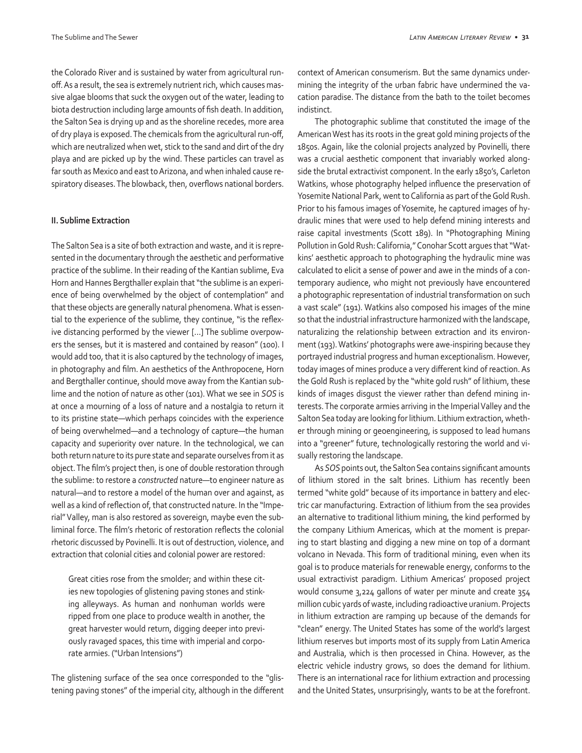the Colorado River and is sustained by water from agricultural runoff. As a result, the sea is extremely nutrient rich, which causes massive algae blooms that suck the oxygen out of the water, leading to biota destruction including large amounts of fish death. In addition, the Salton Sea is drying up and as the shoreline recedes, more area of dry playa is exposed. The chemicals from the agricultural run-off, which are neutralized when wet, stick to the sand and dirt of the dry playa and are picked up by the wind. These particles can travel as far south as Mexico and east to Arizona, and when inhaled cause respiratory diseases. The blowback, then, overflows national borders.

## II. Sublime Extraction

The Salton Sea is a site of both extraction and waste, and it is represented in the documentary through the aesthetic and performative practice of the sublime. In their reading of the Kantian sublime, Eva Horn and Hannes Bergthaller explain that "the sublime is an experience of being overwhelmed by the object of contemplation" and that these objects are generally natural phenomena. What is essential to the experience of the sublime, they continue, "is the reflexive distancing performed by the viewer [...] The sublime overpowers the senses, but it is mastered and contained by reason" (100). I would add too, that it is also captured by the technology of images, in photography and film. An aesthetics of the Anthropocene, Horn and Bergthaller continue, should move away from the Kantian sublime and the notion of nature as other (101). What we see in *SOS* is at once a mourning of a loss of nature and a nostalgia to return it to its pristine state—which perhaps coincides with the experience of being overwhelmed—and a technology of capture—the human capacity and superiority over nature. In the technological, we can both return nature to its pure state and separate ourselves from it as object. The film's project then, is one of double restoration through the sublime: to restore a *constructed* nature—to engineer nature as natural—and to restore a model of the human over and against, as well as a kind of reflection of, that constructed nature. In the "Imperial" Valley, man is also restored as sovereign, maybe even the subliminal force. The film's rhetoric of restoration reflects the colonial rhetoric discussed by Povinelli. It is out of destruction, violence, and extraction that colonial cities and colonial power are restored:

> Great cities rose from the smolder; and within these cities new topologies of glistening paving stones and stinking alleyways. As human and nonhuman worlds were ripped from one place to produce wealth in another, the great harvester would return, digging deeper into previously ravaged spaces, this time with imperial and corporate armies. ("Urban Intensions")

The glistening surface of the sea once corresponded to the "glistening paving stones" of the imperial city, although in the different context of American consumerism. But the same dynamics undermining the integrity of the urban fabric have undermined the vacation paradise. The distance from the bath to the toilet becomes indistinct.

The photographic sublime that constituted the image of the American West has its roots in the great gold mining projects of the 1850s. Again, like the colonial projects analyzed by Povinelli, there was a crucial aesthetic component that invariably worked alongside the brutal extractivist component. In the early 1850's, Carleton Watkins, whose photography helped influence the preservation of Yosemite National Park, went to California as part of the Gold Rush. Prior to his famous images of Yosemite, he captured images of hydraulic mines that were used to help defend mining interests and raise capital investments (Scott 189). In "Photographing Mining Pollution in Gold Rush: California," Conohar Scott argues that "Watkins' aesthetic approach to photographing the hydraulic mine was calculated to elicit a sense of power and awe in the minds of a contemporary audience, who might not previously have encountered a photographic representation of industrial transformation on such a vast scale" (191). Watkins also composed his images of the mine so that the industrial infrastructure harmonized with the landscape, naturalizing the relationship between extraction and its environment (193). Watkins' photographs were awe-inspiring because they portrayed industrial progress and human exceptionalism. However, today images of mines produce a very different kind of reaction. As the Gold Rush is replaced by the "white gold rush" of lithium, these kinds of images disgust the viewer rather than defend mining interests. The corporate armies arriving in the Imperial Valley and the Salton Sea today are looking for lithium. Lithium extraction, whether through mining or geoengineering, is supposed to lead humans into a "greener" future, technologically restoring the world and visually restoring the landscape.

As *SOS* points out, the Salton Sea contains significant amounts of lithium stored in the salt brines. Lithium has recently been termed "white gold" because of its importance in battery and electric car manufacturing. Extraction of lithium from the sea provides an alternative to traditional lithium mining, the kind performed by the company Lithium Americas, which at the moment is preparing to start blasting and digging a new mine on top of a dormant volcano in Nevada. This form of traditional mining, even when its goal is to produce materials for renewable energy, conforms to the usual extractivist paradigm. Lithium Americas' proposed project would consume 3,224 gallons of water per minute and create 354 million cubic yards of waste, including radioactive uranium. Projects in lithium extraction are ramping up because of the demands for "clean" energy. The United States has some of the world's largest lithium reserves but imports most of its supply from Latin America and Australia, which is then processed in China. However, as the electric vehicle industry grows, so does the demand for lithium. There is an international race for lithium extraction and processing and the United States, unsurprisingly, wants to be at the forefront.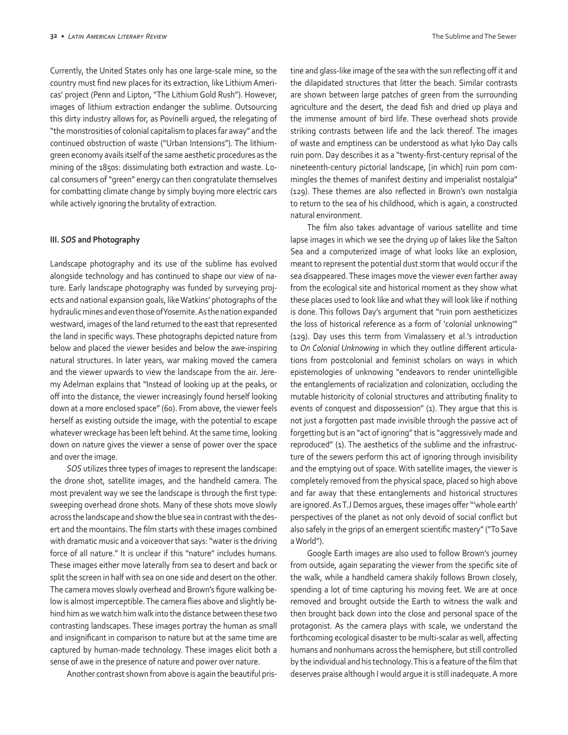Currently, the United States only has one large-scale mine, so the country must find new places for its extraction, like Lithium Americas' project (Penn and Lipton, "The Lithium Gold Rush"). However, images of lithium extraction endanger the sublime. Outsourcing this dirty industry allows for, as Povinelli argued, the relegating of "the monstrosities of colonial capitalism to places far away" and the continued obstruction of waste ("Urban Intensions"). The lithium-green economy avails itself of the same aesthetic procedures as the mining of the 1850s: dissimulating both extraction and waste. Local consumers of "green" energy can then congratulate themselves for combatting climate change by simply buying more electric cars while actively ignoring the brutality of extraction.

### III. *SOS* and Photography

Landscape photography and its use of the sublime has evolved alongside technology and has continued to shape our view of nature. Early landscape photography was funded by surveying projects and national expansion goals, like Watkins' photographs of the hydraulic mines and even those of Yosemite. As the nation expanded westward, images of the land returned to the east that represented the land in specific ways. These photographs depicted nature from below and placed the viewer besides and below the awe-inspiring natural structures. In later years, war making moved the camera and the viewer upwards to view the landscape from the air. Jeremy Adelman explains that "Instead of looking up at the peaks, or off into the distance, the viewer increasingly found herself looking down at a more enclosed space" (60). From above, the viewer feels herself as existing outside the image, with the potential to escape whatever wreckage has been left behind. At the same time, looking down on nature gives the viewer a sense of power over the space and over the image.

*SOS* utilizes three types of images to represent the landscape: the drone shot, satellite images, and the handheld camera. The most prevalent way we see the landscape is through the first type: sweeping overhead drone shots. Many of these shots move slowly across the landscape and show the blue sea in contrast with the desert and the mountains. The film starts with these images combined with dramatic music and a voiceover that says: "water is the driving force of all nature." It is unclear if this "nature" includes humans. These images either move laterally from sea to desert and back or split the screen in half with sea on one side and desert on the other. The camera moves slowly overhead and Brown's figure walking below is almost imperceptible. The camera flies above and slightly behind him as we watch him walk into the distance between these two contrasting landscapes. These images portray the human as small and insignificant in comparison to nature but at the same time are captured by human-made technology. These images elicit both a sense of awe in the presence of nature and power over nature.

Another contrast shown from above is again the beautiful pristine and glass-like image of the sea with the sun reflecting off it and the dilapidated structures that litter the beach. Similar contrasts are shown between large patches of green from the surrounding agriculture and the desert, the dead fish and dried up playa and the immense amount of bird life. These overhead shots provide striking contrasts between life and the lack thereof. The images of waste and emptiness can be understood as what Iyko Day calls ruin porn. Day describes it as a "twenty-first-century reprisal of the nineteenth-century pictorial landscape, [in which] ruin porn commingles the themes of manifest destiny and imperialist nostalgia" (129). These themes are also reflected in Brown's own nostalgia to return to the sea of his childhood, which is again, a constructed natural environment.

The film also takes advantage of various satellite and time lapse images in which we see the drying up of lakes like the Salton Sea and a computerized image of what looks like an explosion, meant to represent the potential dust storm that would occur if the sea disappeared. These images move the viewer even farther away from the ecological site and historical moment as they show what these places used to look like and what they will look like if nothing is done. This follows Day's argument that "ruin porn aestheticizes the loss of historical reference as a form of 'colonial unknowing'" (129). Day uses this term from Vimalassery et al.'s introduction to *On Colonial Unknowing* in which they outline different articulations from postcolonial and feminist scholars on ways in which epistemologies of unknowing "endeavors to render unintelligible the entanglements of racialization and colonization, occluding the mutable historicity of colonial structures and attributing finality to events of conquest and dispossession" (1). They argue that this is not just a forgotten past made invisible through the passive act of forgetting but is an "act of ignoring" that is "aggressively made and reproduced" (1). The aesthetics of the sublime and the infrastructure of the sewers perform this act of ignoring through invisibility and the emptying out of space. With satellite images, the viewer is completely removed from the physical space, placed so high above and far away that these entanglements and historical structures are ignored. As T.J Demos argues, these images offer "'whole earth' perspectives of the planet as not only devoid of social conflict but also safely in the grips of an emergent scientific mastery" ("To Save a World").

Google Earth images are also used to follow Brown's journey from outside, again separating the viewer from the specific site of the walk, while a handheld camera shakily follows Brown closely, spending a lot of time capturing his moving feet. We are at once removed and brought outside the Earth to witness the walk and then brought back down into the close and personal space of the protagonist. As the camera plays with scale, we understand the forthcoming ecological disaster to be multi-scalar as well, affecting humans and nonhumans across the hemisphere, but still controlled by the individual and his technology. This is a feature of the film that deserves praise although I would argue it is still inadequate. A more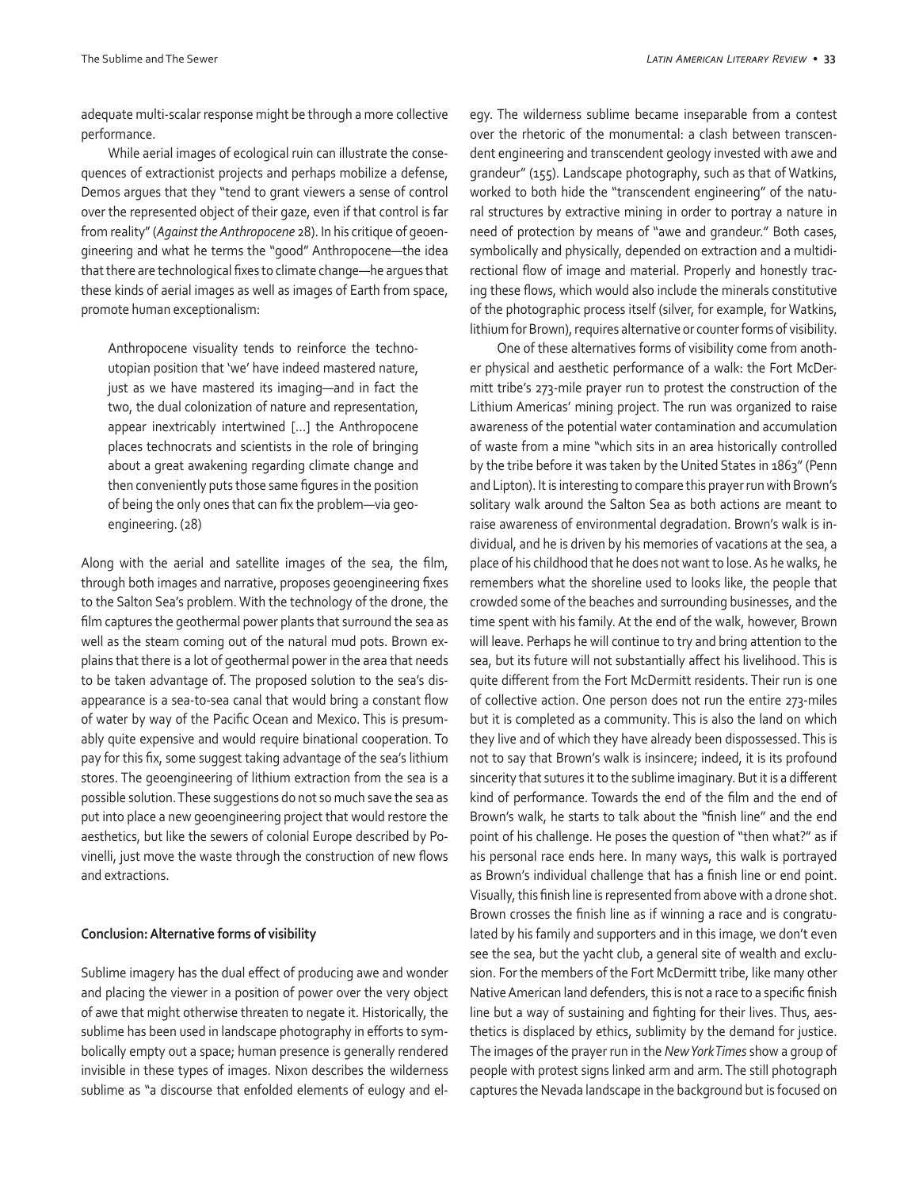adequate multi-scalar response might be through a more collective performance.

While aerial images of ecological ruin can illustrate the consequences of extractionist projects and perhaps mobilize a defense, Demos argues that they "tend to grant viewers a sense of control over the represented object of their gaze, even if that control is far from reality" (*Against the Anthropocene* 28). In his critique of geoengineering and what he terms the "good" Anthropocene—the idea that there are technological fixes to climate change—he argues that these kinds of aerial images as well as images of Earth from space, promote human exceptionalism:

> Anthropocene visuality tends to reinforce the techno-utopian position that 'we' have indeed mastered nature, just as we have mastered its imaging—and in fact the two, the dual colonization of nature and representation, appear inextricably intertwined […] the Anthropocene places technocrats and scientists in the role of bringing about a great awakening regarding climate change and then conveniently puts those same figures in the position of being the only ones that can fix the problem—via geoengineering. (28)

Along with the aerial and satellite images of the sea, the film, through both images and narrative, proposes geoengineering fixes to the Salton Sea's problem. With the technology of the drone, the film captures the geothermal power plants that surround the sea as well as the steam coming out of the natural mud pots. Brown explains that there is a lot of geothermal power in the area that needs to be taken advantage of. The proposed solution to the sea's disappearance is a sea-to-sea canal that would bring a constant flow of water by way of the Pacific Ocean and Mexico. This is presumably quite expensive and would require binational cooperation. To pay for this fix, some suggest taking advantage of the sea's lithium stores. The geoengineering of lithium extraction from the sea is a possible solution. These suggestions do not so much save the sea as put into place a new geoengineering project that would restore the aesthetics, but like the sewers of colonial Europe described by Povinelli, just move the waste through the construction of new flows and extractions.

### Conclusion: Alternative forms of visibility

Sublime imagery has the dual effect of producing awe and wonder and placing the viewer in a position of power over the very object of awe that might otherwise threaten to negate it. Historically, the sublime has been used in landscape photography in efforts to symbolically empty out a space; human presence is generally rendered invisible in these types of images. Nixon describes the wilderness sublime as "a discourse that enfolded elements of eulogy and elegy. The wilderness sublime became inseparable from a contest over the rhetoric of the monumental: a clash between transcendent engineering and transcendent geology invested with awe and grandeur" (155). Landscape photography, such as that of Watkins, worked to both hide the "transcendent engineering" of the natural structures by extractive mining in order to portray a nature in need of protection by means of "awe and grandeur." Both cases, symbolically and physically, depended on extraction and a multidirectional flow of image and material. Properly and honestly tracing these flows, which would also include the minerals constitutive of the photographic process itself (silver, for example, for Watkins, lithium for Brown), requires alternative or counter forms of visibility.

One of these alternatives forms of visibility come from another physical and aesthetic performance of a walk: the Fort McDermitt tribe's 273-mile prayer run to protest the construction of the Lithium Americas' mining project. The run was organized to raise awareness of the potential water contamination and accumulation of waste from a mine "which sits in an area historically controlled by the tribe before it was taken by the United States in 1863" (Penn and Lipton). It is interesting to compare this prayer run with Brown's solitary walk around the Salton Sea as both actions are meant to raise awareness of environmental degradation. Brown's walk is individual, and he is driven by his memories of vacations at the sea, a place of his childhood that he does not want to lose. As he walks, he remembers what the shoreline used to looks like, the people that crowded some of the beaches and surrounding businesses, and the time spent with his family. At the end of the walk, however, Brown will leave. Perhaps he will continue to try and bring attention to the sea, but its future will not substantially affect his livelihood. This is quite different from the Fort McDermitt residents. Their run is one of collective action. One person does not run the entire 273-miles but it is completed as a community. This is also the land on which they live and of which they have already been dispossessed. This is not to say that Brown's walk is insincere; indeed, it is its profound sincerity that sutures it to the sublime imaginary. But it is a different kind of performance. Towards the end of the film and the end of Brown's walk, he starts to talk about the "finish line" and the end point of his challenge. He poses the question of "then what?" as if his personal race ends here. In many ways, this walk is portrayed as Brown's individual challenge that has a finish line or end point. Visually, this finish line is represented from above with a drone shot. Brown crosses the finish line as if winning a race and is congratulated by his family and supporters and in this image, we don't even see the sea, but the yacht club, a general site of wealth and exclusion. For the members of the Fort McDermitt tribe, like many other Native American land defenders, this is not a race to a specific finish line but a way of sustaining and fighting for their lives. Thus, aesthetics is displaced by ethics, sublimity by the demand for justice. The images of the prayer run in the *New York Times* show a group of people with protest signs linked arm and arm. The still photograph captures the Nevada landscape in the background but is focused on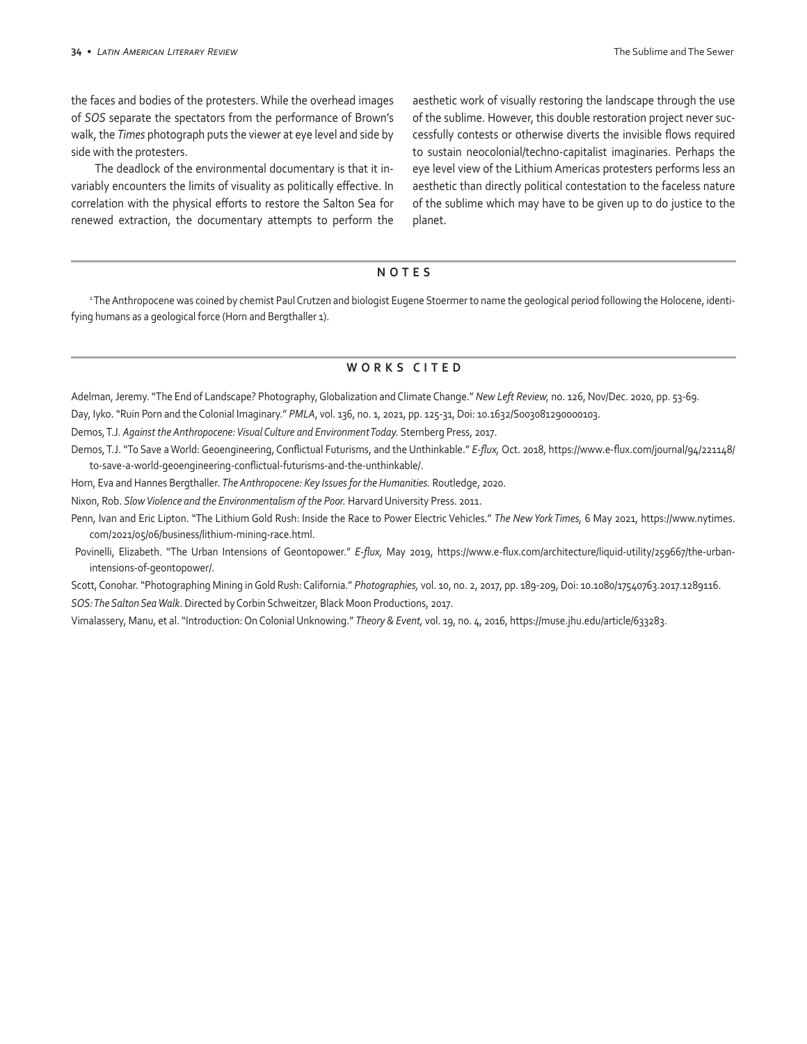the faces and bodies of the protesters. While the overhead images of *SOS* separate the spectators from the performance of Brown's walk, the *Times* photograph puts the viewer at eye level and side by side with the protesters.

The deadlock of the environmental documentary is that it invariably encounters the limits of visuality as politically effective. In correlation with the physical efforts to restore the Salton Sea for renewed extraction, the documentary attempts to perform the aesthetic work of visually restoring the landscape through the use of the sublime. However, this double restoration project never successfully contests or otherwise diverts the invisible flows required to sustain neocolonial/techno-capitalist imaginaries. Perhaps the eye level view of the Lithium Americas protesters performs less an aesthetic than directly political contestation to the faceless nature of the sublime which may have to be given up to do justice to the planet.

## NOTES

[1] The Anthropocene was coined by chemist Paul Crutzen and biologist Eugene Stoermer to name the geological period following the Holocene, identifying humans as a geological force (Horn and Bergthaller 1).

## WORKS CITED

Adelman, Jeremy. "The End of Landscape? Photography, Globalization and Climate Change." *New Left Review,* no. 126, Nov/Dec. 2020, pp. 53-69.

Day, Iyko. "Ruin Porn and the Colonial Imaginary." *PMLA*, vol. 136, no. 1, 2021, pp. 125-31, Doi: 10.1632/S0030812900000103.

Demos, T.J. *Against the Anthropocene: Visual Culture and Environment Today.* Sternberg Press, 2017.

Demos, T.J. "To Save a World: Geoengineering, Conflictual Futurisms, and the Unthinkable." *E-flux,* Oct. 2018, https://www.e-flux.com/journal/94/221148/to-save-a-world-geoengineering-conflictual-futurisms-and-the-unthinkable/.

Horn, Eva and Hannes Bergthaller. *The Anthropocene: Key Issues for the Humanities.* Routledge, 2020.

Nixon, Rob. *Slow Violence and the Environmentalism of the Poor.* Harvard University Press. 2011.

Penn, Ivan and Eric Lipton. "The Lithium Gold Rush: Inside the Race to Power Electric Vehicles." *The New York Times,* 6 May 2021, https://www.nytimes.com/2021/05/06/business/lithium-mining-race.html.

Povinelli, Elizabeth. "The Urban Intensions of Geontopower." *E-flux,* May 2019, https://www.e-flux.com/architecture/liquid-utility/259667/the-urban-intensions-of-geontopower/.

Scott, Conohar. "Photographing Mining in Gold Rush: California." *Photographies,* vol. 10, no. 2, 2017, pp. 189-209, Doi: 10.1080/17540763.2017.1289116.

*SOS: The Salton Sea Walk*. Directed by Corbin Schweitzer, Black Moon Productions, 2017.

Vimalassery, Manu, et al. "Introduction: On Colonial Unknowing." *Theory & Event,* vol. 19, no. 4, 2016, https://muse.jhu.edu/article/633283.